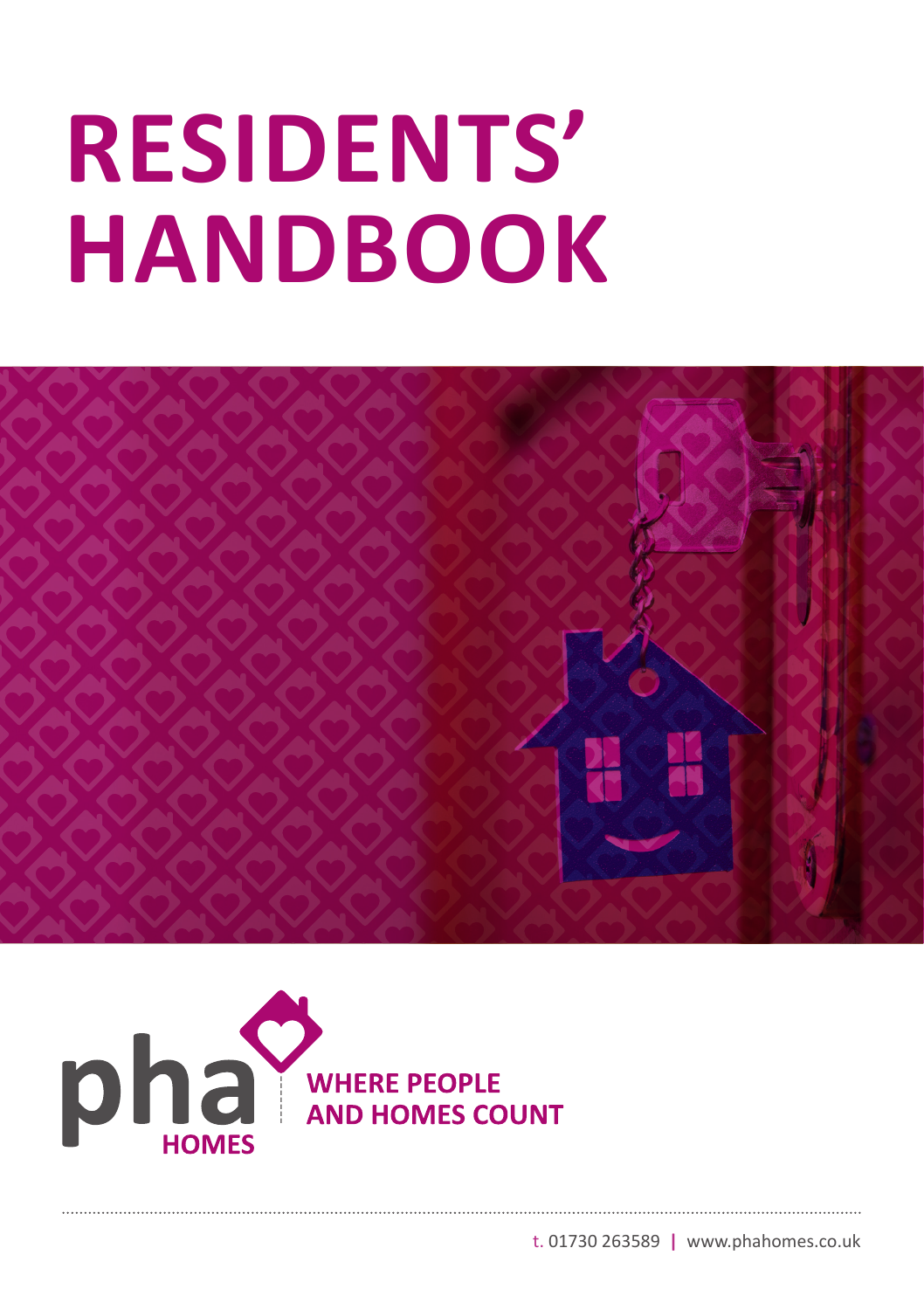# RESIDENTS' HANDBOOK

pha HOMES

WHERE PEOPLE AND HOMES COUNT

t. 01730 263589 | www.phahomes.co.uk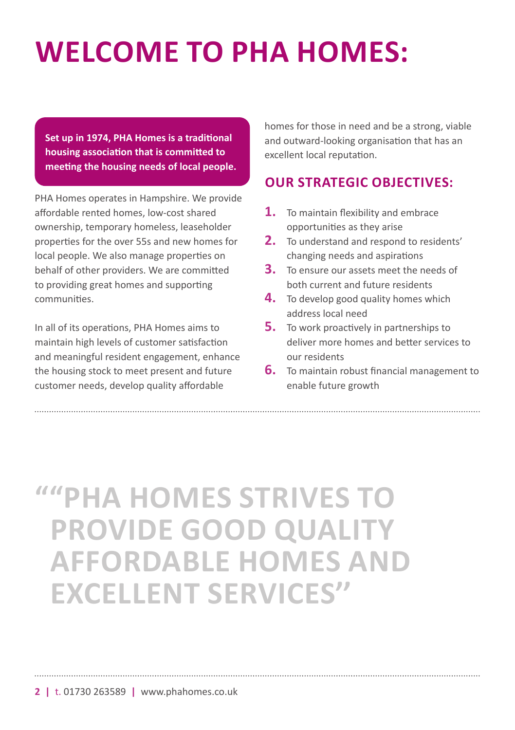# WELCOME TO PHA HOMES:

**Set up in 1974, PHA Homes is a traditional housing association that is committed to meeting the housing needs of local people.**

PHA Homes operates in Hampshire. We provide affordable rented homes, low-cost shared ownership, temporary homeless, leaseholder properties for the over 55s and new homes for local people. We also manage properties on behalf of other providers. We are committed to providing great homes and supporting communities.

In all of its operations, PHA Homes aims to maintain high levels of customer satisfaction and meaningful resident engagement, enhance the housing stock to meet present and future customer needs, develop quality affordable homes for those in need and be a strong, viable and outward-looking organisation that has an excellent local reputation.

## OUR STRATEGIC OBJECTIVES:

1. To maintain flexibility and embrace opportunities as they arise
2. To understand and respond to residents' changing needs and aspirations
3. To ensure our assets meet the needs of both current and future residents
4. To develop good quality homes which address local need
5. To work proactively in partnerships to deliver more homes and better services to our residents
6. To maintain robust financial management to enable future growth

## ""PHA HOMES STRIVES TO PROVIDE GOOD QUALITY AFFORDABLE HOMES AND EXCELLENT SERVICES"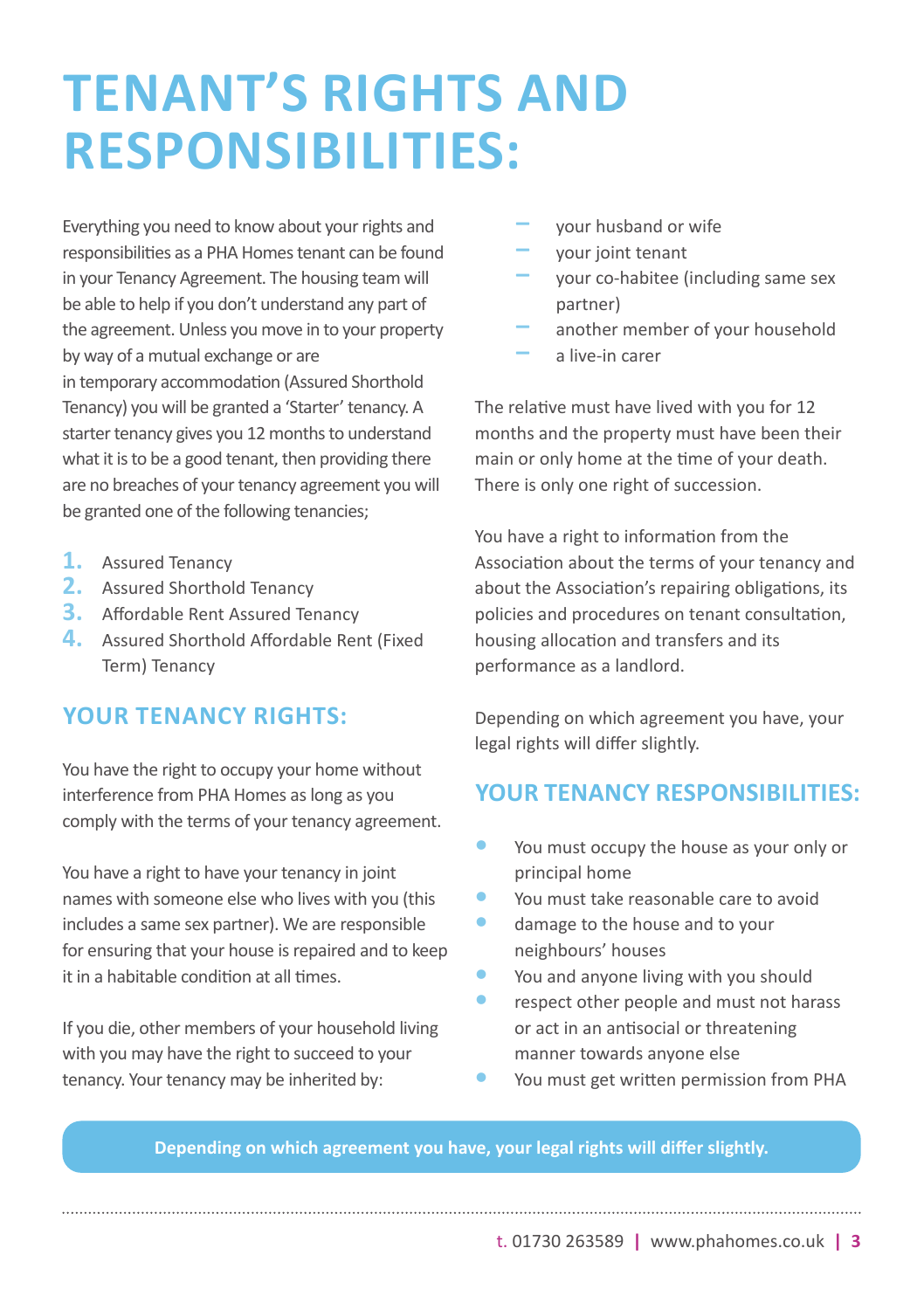# TENANT'S RIGHTS AND RESPONSIBILITIES:

Everything you need to know about your rights and responsibilities as a PHA Homes tenant can be found in your Tenancy Agreement. The housing team will be able to help if you don't understand any part of the agreement. Unless you move in to your property by way of a mutual exchange or are in temporary accommodation (Assured Shorthold Tenancy) you will be granted a 'Starter' tenancy. A starter tenancy gives you 12 months to understand what it is to be a good tenant, then providing there are no breaches of your tenancy agreement you will be granted one of the following tenancies;

1. Assured Tenancy
2. Assured Shorthold Tenancy
3. Affordable Rent Assured Tenancy
4. Assured Shorthold Affordable Rent (Fixed Term) Tenancy

## YOUR TENANCY RIGHTS:

You have the right to occupy your home without interference from PHA Homes as long as you comply with the terms of your tenancy agreement.

You have a right to have your tenancy in joint names with someone else who lives with you (this includes a same sex partner). We are responsible for ensuring that your house is repaired and to keep it in a habitable condition at all times.

If you die, other members of your household living with you may have the right to succeed to your tenancy. Your tenancy may be inherited by:

- your husband or wife
- your joint tenant
- your co-habitee (including same sex partner)
- another member of your household
- a live-in carer

The relative must have lived with you for 12 months and the property must have been their main or only home at the time of your death. There is only one right of succession.

You have a right to information from the Association about the terms of your tenancy and about the Association's repairing obligations, its policies and procedures on tenant consultation, housing allocation and transfers and its performance as a landlord.

Depending on which agreement you have, your legal rights will differ slightly.

## YOUR TENANCY RESPONSIBILITIES:

- You must occupy the house as your only or principal home
- You must take reasonable care to avoid
- damage to the house and to your neighbours' houses
- You and anyone living with you should
- respect other people and must not harass or act in an antisocial or threatening manner towards anyone else
- You must get written permission from PHA

**Depending on which agreement you have, your legal rights will differ slightly.**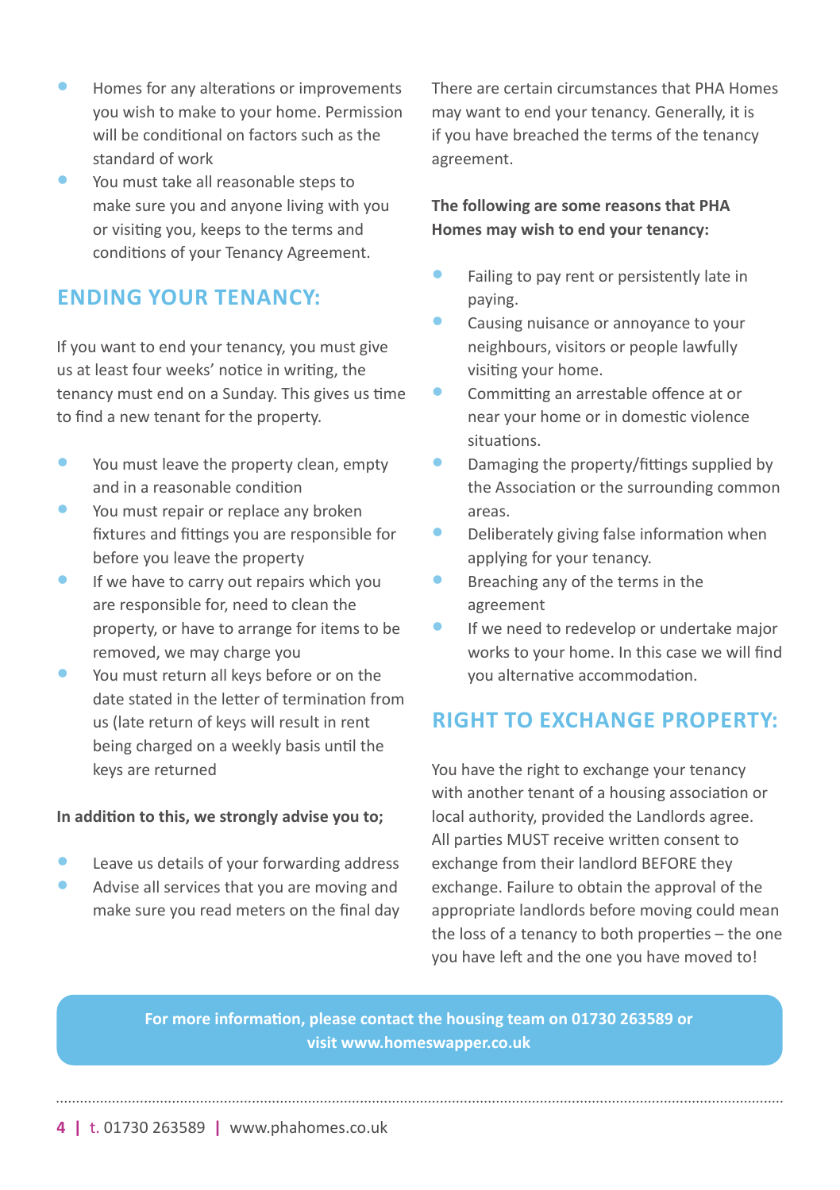- Homes for any alterations or improvements you wish to make to your home. Permission will be conditional on factors such as the standard of work
- You must take all reasonable steps to make sure you and anyone living with you or visiting you, keeps to the terms and conditions of your Tenancy Agreement.

## ENDING YOUR TENANCY:

If you want to end your tenancy, you must give us at least four weeks' notice in writing, the tenancy must end on a Sunday. This gives us time to find a new tenant for the property.

- You must leave the property clean, empty and in a reasonable condition
- You must repair or replace any broken fixtures and fittings you are responsible for before you leave the property
- If we have to carry out repairs which you are responsible for, need to clean the property, or have to arrange for items to be removed, we may charge you
- You must return all keys before or on the date stated in the letter of termination from us (late return of keys will result in rent being charged on a weekly basis until the keys are returned

**In addition to this, we strongly advise you to;**

- Leave us details of your forwarding address
- Advise all services that you are moving and make sure you read meters on the final day

There are certain circumstances that PHA Homes may want to end your tenancy. Generally, it is if you have breached the terms of the tenancy agreement.

**The following are some reasons that PHA Homes may wish to end your tenancy:**

- Failing to pay rent or persistently late in paying.
- Causing nuisance or annoyance to your neighbours, visitors or people lawfully visiting your home.
- Committing an arrestable offence at or near your home or in domestic violence situations.
- Damaging the property/fittings supplied by the Association or the surrounding common areas.
- Deliberately giving false information when applying for your tenancy.
- Breaching any of the terms in the agreement
- If we need to redevelop or undertake major works to your home. In this case we will find you alternative accommodation.

## RIGHT TO EXCHANGE PROPERTY:

You have the right to exchange your tenancy with another tenant of a housing association or local authority, provided the Landlords agree. All parties MUST receive written consent to exchange from their landlord BEFORE they exchange. Failure to obtain the approval of the appropriate landlords before moving could mean the loss of a tenancy to both properties – the one you have left and the one you have moved to!

**For more information, please contact the housing team on 01730 263589 or visit www.homeswapper.co.uk**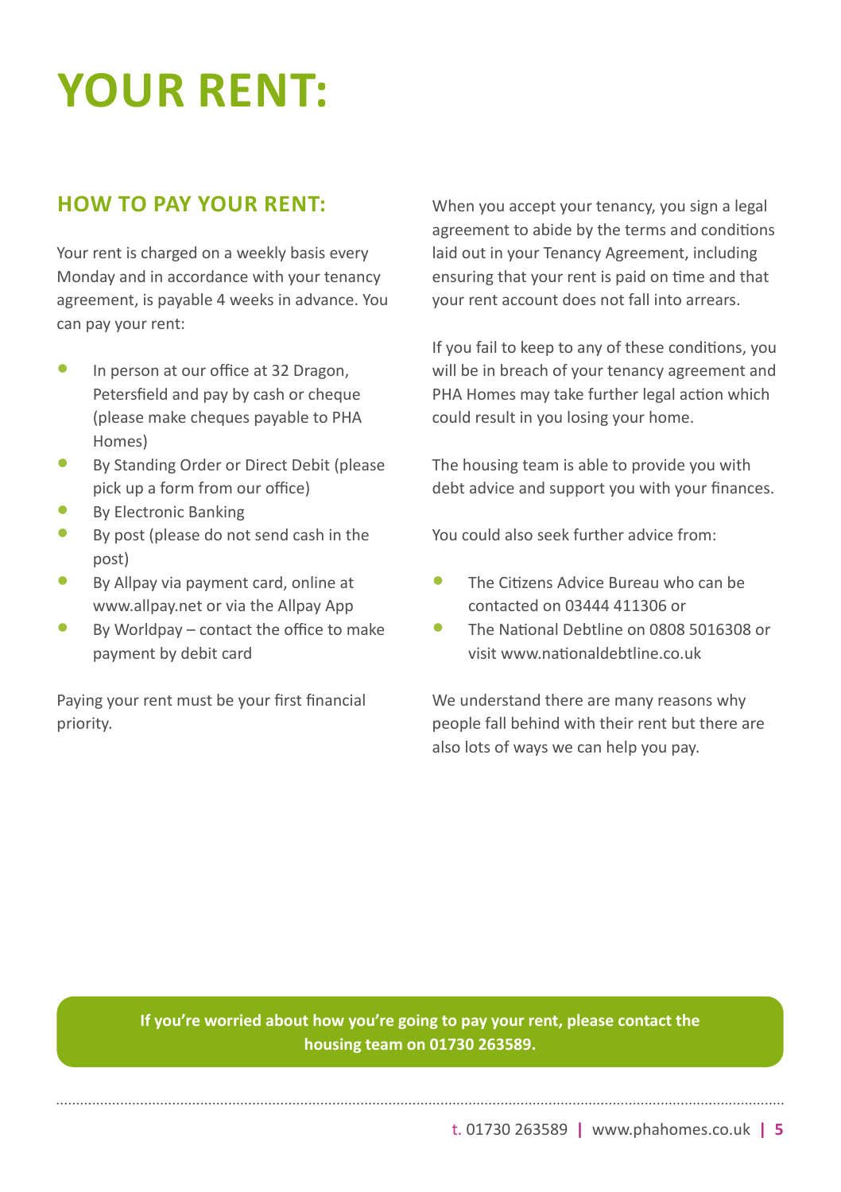# YOUR RENT:

## HOW TO PAY YOUR RENT:

Your rent is charged on a weekly basis every Monday and in accordance with your tenancy agreement, is payable 4 weeks in advance. You can pay your rent:

- In person at our office at 32 Dragon, Petersfield and pay by cash or cheque (please make cheques payable to PHA Homes)
- By Standing Order or Direct Debit (please pick up a form from our office)
- By Electronic Banking
- By post (please do not send cash in the post)
- By Allpay via payment card, online at www.allpay.net or via the Allpay App
- By Worldpay – contact the office to make payment by debit card

Paying your rent must be your first financial priority.

When you accept your tenancy, you sign a legal agreement to abide by the terms and conditions laid out in your Tenancy Agreement, including ensuring that your rent is paid on time and that your rent account does not fall into arrears.

If you fail to keep to any of these conditions, you will be in breach of your tenancy agreement and PHA Homes may take further legal action which could result in you losing your home.

The housing team is able to provide you with debt advice and support you with your finances.

You could also seek further advice from:

- The Citizens Advice Bureau who can be contacted on 03444 411306 or
- The National Debtline on 0808 5016308 or visit www.nationaldebtline.co.uk

We understand there are many reasons why people fall behind with their rent but there are also lots of ways we can help you pay.

**If you're worried about how you're going to pay your rent, please contact the housing team on 01730 263589.**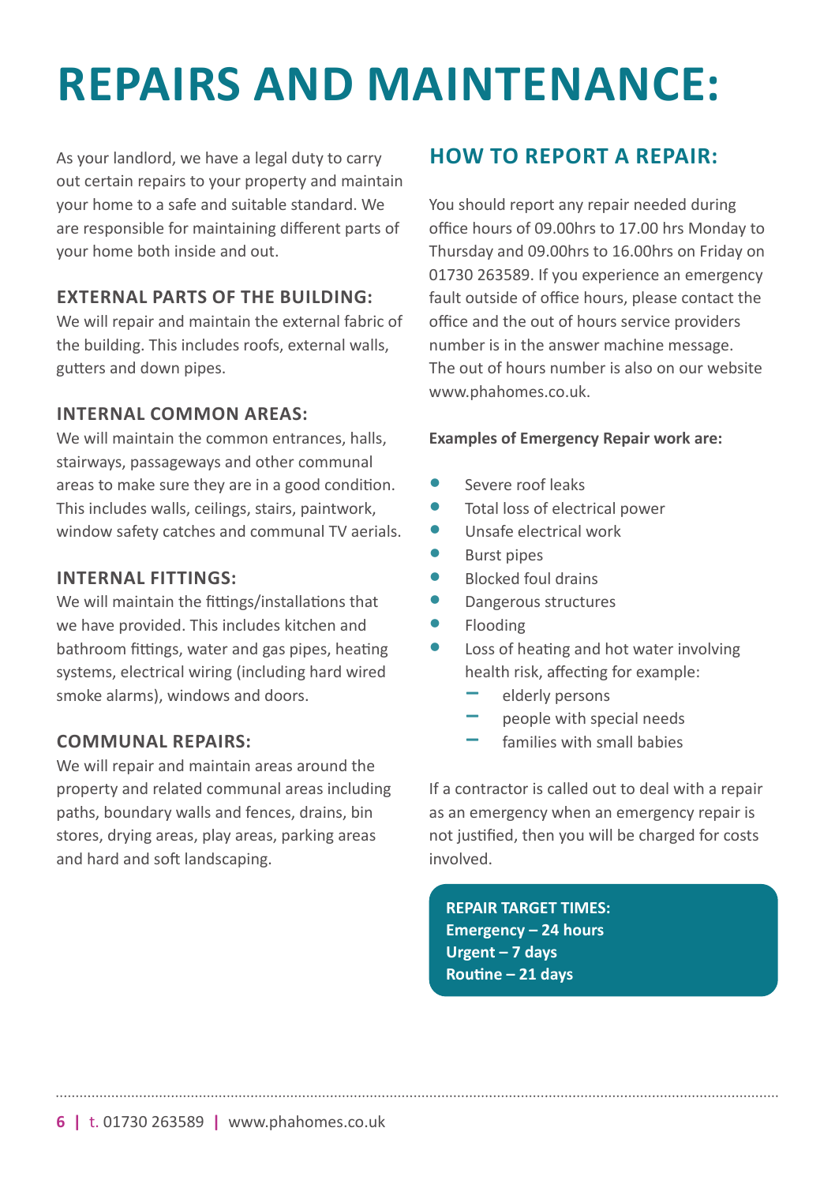# REPAIRS AND MAINTENANCE:

As your landlord, we have a legal duty to carry out certain repairs to your property and maintain your home to a safe and suitable standard. We are responsible for maintaining different parts of your home both inside and out.

### EXTERNAL PARTS OF THE BUILDING:

We will repair and maintain the external fabric of the building. This includes roofs, external walls, gutters and down pipes.

### INTERNAL COMMON AREAS:

We will maintain the common entrances, halls, stairways, passageways and other communal areas to make sure they are in a good condition. This includes walls, ceilings, stairs, paintwork, window safety catches and communal TV aerials.

### INTERNAL FITTINGS:

We will maintain the fittings/installations that we have provided. This includes kitchen and bathroom fittings, water and gas pipes, heating systems, electrical wiring (including hard wired smoke alarms), windows and doors.

### COMMUNAL REPAIRS:

We will repair and maintain areas around the property and related communal areas including paths, boundary walls and fences, drains, bin stores, drying areas, play areas, parking areas and hard and soft landscaping.

## HOW TO REPORT A REPAIR:

You should report any repair needed during office hours of 09.00hrs to 17.00 hrs Monday to Thursday and 09.00hrs to 16.00hrs on Friday on 01730 263589. If you experience an emergency fault outside of office hours, please contact the office and the out of hours service providers number is in the answer machine message. The out of hours number is also on our website www.phahomes.co.uk.

**Examples of Emergency Repair work are:**

- Severe roof leaks
- Total loss of electrical power
- Unsafe electrical work
- Burst pipes
- Blocked foul drains
- Dangerous structures
- Flooding
- Loss of heating and hot water involving health risk, affecting for example:
  - elderly persons
  - people with special needs
  - families with small babies

If a contractor is called out to deal with a repair as an emergency when an emergency repair is not justified, then you will be charged for costs involved.

**REPAIR TARGET TIMES:**
**Emergency – 24 hours**
**Urgent – 7 days**
**Routine – 21 days**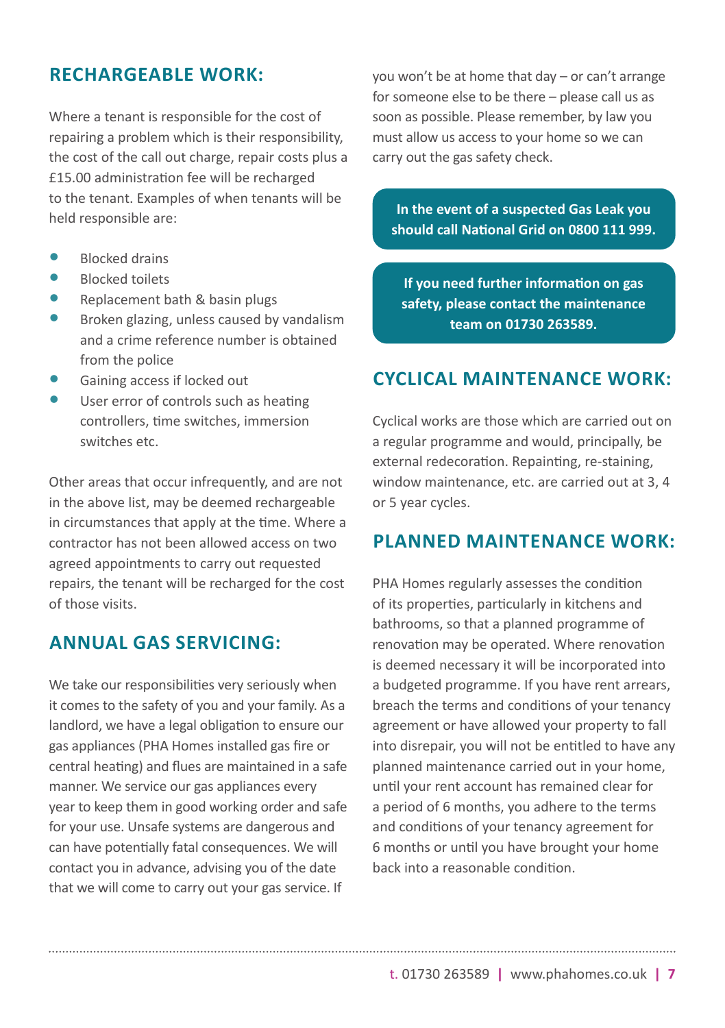## RECHARGEABLE WORK:

Where a tenant is responsible for the cost of repairing a problem which is their responsibility, the cost of the call out charge, repair costs plus a £15.00 administration fee will be recharged to the tenant. Examples of when tenants will be held responsible are:

- Blocked drains
- Blocked toilets
- Replacement bath & basin plugs
- Broken glazing, unless caused by vandalism and a crime reference number is obtained from the police
- Gaining access if locked out
- User error of controls such as heating controllers, time switches, immersion switches etc.

Other areas that occur infrequently, and are not in the above list, may be deemed rechargeable in circumstances that apply at the time. Where a contractor has not been allowed access on two agreed appointments to carry out requested repairs, the tenant will be recharged for the cost of those visits.

## ANNUAL GAS SERVICING:

We take our responsibilities very seriously when it comes to the safety of you and your family. As a landlord, we have a legal obligation to ensure our gas appliances (PHA Homes installed gas fire or central heating) and flues are maintained in a safe manner. We service our gas appliances every year to keep them in good working order and safe for your use. Unsafe systems are dangerous and can have potentially fatal consequences. We will contact you in advance, advising you of the date that we will come to carry out your gas service. If you won't be at home that day – or can't arrange for someone else to be there – please call us as soon as possible. Please remember, by law you must allow us access to your home so we can carry out the gas safety check.

**In the event of a suspected Gas Leak you should call National Grid on 0800 111 999.**

**If you need further information on gas safety, please contact the maintenance team on 01730 263589.**

## CYCLICAL MAINTENANCE WORK:

Cyclical works are those which are carried out on a regular programme and would, principally, be external redecoration. Repainting, re-staining, window maintenance, etc. are carried out at 3, 4 or 5 year cycles.

## PLANNED MAINTENANCE WORK:

PHA Homes regularly assesses the condition of its properties, particularly in kitchens and bathrooms, so that a planned programme of renovation may be operated. Where renovation is deemed necessary it will be incorporated into a budgeted programme. If you have rent arrears, breach the terms and conditions of your tenancy agreement or have allowed your property to fall into disrepair, you will not be entitled to have any planned maintenance carried out in your home, until your rent account has remained clear for a period of 6 months, you adhere to the terms and conditions of your tenancy agreement for 6 months or until you have brought your home back into a reasonable condition.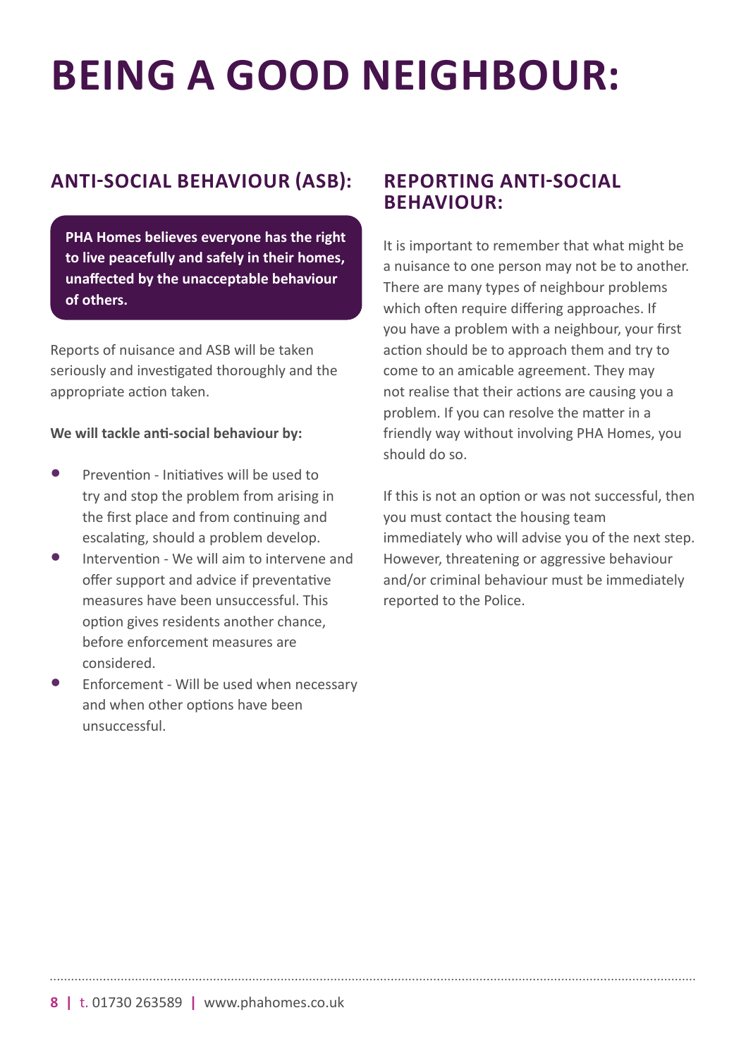# BEING A GOOD NEIGHBOUR:

## ANTI-SOCIAL BEHAVIOUR (ASB):

**PHA Homes believes everyone has the right to live peacefully and safely in their homes, unaffected by the unacceptable behaviour of others.**

Reports of nuisance and ASB will be taken seriously and investigated thoroughly and the appropriate action taken.

**We will tackle anti-social behaviour by:**

- Prevention - Initiatives will be used to try and stop the problem from arising in the first place and from continuing and escalating, should a problem develop.
- Intervention - We will aim to intervene and offer support and advice if preventative measures have been unsuccessful. This option gives residents another chance, before enforcement measures are considered.
- Enforcement - Will be used when necessary and when other options have been unsuccessful.

## REPORTING ANTI-SOCIAL BEHAVIOUR:

It is important to remember that what might be a nuisance to one person may not be to another. There are many types of neighbour problems which often require differing approaches. If you have a problem with a neighbour, your first action should be to approach them and try to come to an amicable agreement. They may not realise that their actions are causing you a problem. If you can resolve the matter in a friendly way without involving PHA Homes, you should do so.

If this is not an option or was not successful, then you must contact the housing team immediately who will advise you of the next step. However, threatening or aggressive behaviour and/or criminal behaviour must be immediately reported to the Police.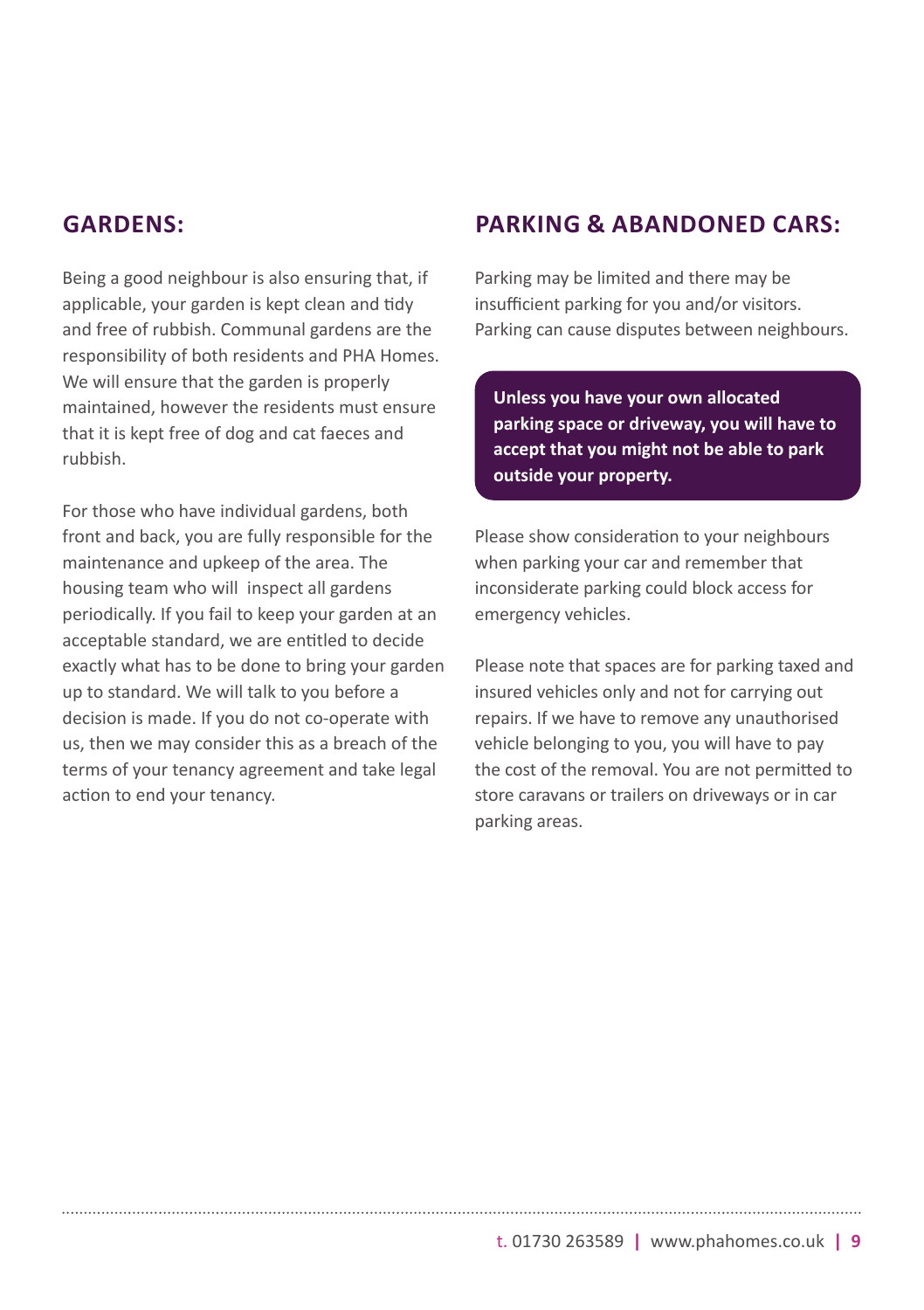## GARDENS:

Being a good neighbour is also ensuring that, if applicable, your garden is kept clean and tidy and free of rubbish. Communal gardens are the responsibility of both residents and PHA Homes. We will ensure that the garden is properly maintained, however the residents must ensure that it is kept free of dog and cat faeces and rubbish.

For those who have individual gardens, both front and back, you are fully responsible for the maintenance and upkeep of the area. The housing team who will  inspect all gardens periodically. If you fail to keep your garden at an acceptable standard, we are entitled to decide exactly what has to be done to bring your garden up to standard. We will talk to you before a decision is made. If you do not co-operate with us, then we may consider this as a breach of the terms of your tenancy agreement and take legal action to end your tenancy.

## PARKING & ABANDONED CARS:

Parking may be limited and there may be insufficient parking for you and/or visitors. Parking can cause disputes between neighbours.

**Unless you have your own allocated parking space or driveway, you will have to accept that you might not be able to park outside your property.**

Please show consideration to your neighbours when parking your car and remember that inconsiderate parking could block access for emergency vehicles.

Please note that spaces are for parking taxed and insured vehicles only and not for carrying out repairs. If we have to remove any unauthorised vehicle belonging to you, you will have to pay the cost of the removal. You are not permitted to store caravans or trailers on driveways or in car parking areas.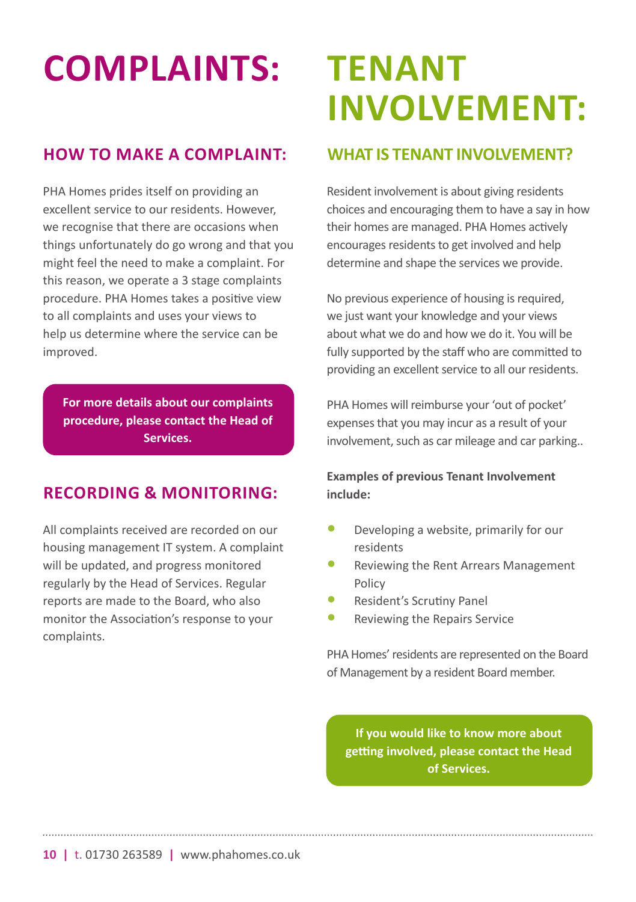# COMPLAINTS:

## HOW TO MAKE A COMPLAINT:

PHA Homes prides itself on providing an excellent service to our residents. However, we recognise that there are occasions when things unfortunately do go wrong and that you might feel the need to make a complaint. For this reason, we operate a 3 stage complaints procedure. PHA Homes takes a positive view to all complaints and uses your views to help us determine where the service can be improved.

**For more details about our complaints procedure, please contact the Head of Services.**

## RECORDING & MONITORING:

All complaints received are recorded on our housing management IT system. A complaint will be updated, and progress monitored regularly by the Head of Services. Regular reports are made to the Board, who also monitor the Association's response to your complaints.

# TENANT INVOLVEMENT:

## WHAT IS TENANT INVOLVEMENT?

Resident involvement is about giving residents choices and encouraging them to have a say in how their homes are managed. PHA Homes actively encourages residents to get involved and help determine and shape the services we provide.

No previous experience of housing is required, we just want your knowledge and your views about what we do and how we do it. You will be fully supported by the staff who are committed to providing an excellent service to all our residents.

PHA Homes will reimburse your 'out of pocket' expenses that you may incur as a result of your involvement, such as car mileage and car parking..

**Examples of previous Tenant Involvement include:**

- Developing a website, primarily for our residents
- Reviewing the Rent Arrears Management Policy
- Resident's Scrutiny Panel
- Reviewing the Repairs Service

PHA Homes' residents are represented on the Board of Management by a resident Board member.

**If you would like to know more about getting involved, please contact the Head of Services.**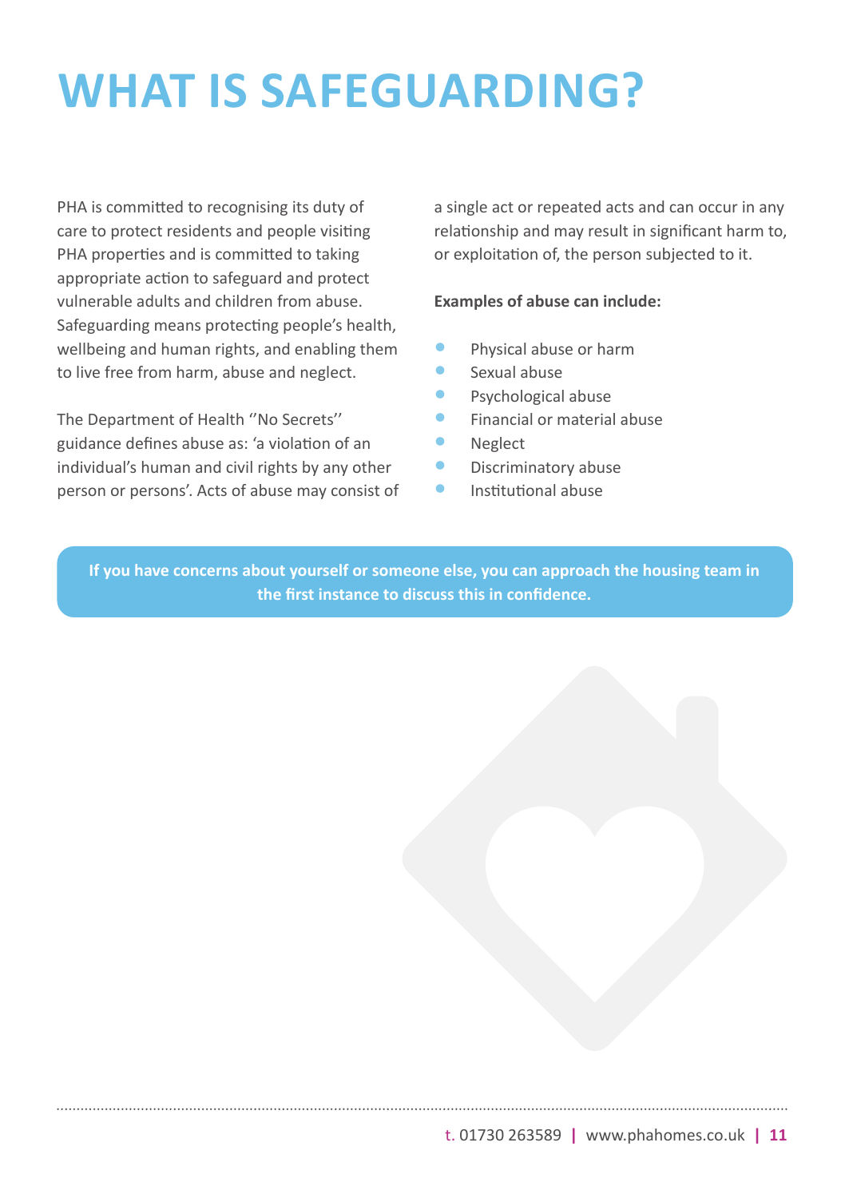# WHAT IS SAFEGUARDING?

PHA is committed to recognising its duty of care to protect residents and people visiting PHA properties and is committed to taking appropriate action to safeguard and protect vulnerable adults and children from abuse. Safeguarding means protecting people's health, wellbeing and human rights, and enabling them to live free from harm, abuse and neglect.

The Department of Health ''No Secrets'' guidance defines abuse as: 'a violation of an individual's human and civil rights by any other person or persons'. Acts of abuse may consist of a single act or repeated acts and can occur in any relationship and may result in significant harm to, or exploitation of, the person subjected to it.

**Examples of abuse can include:**

- Physical abuse or harm
- Sexual abuse
- Psychological abuse
- Financial or material abuse
- Neglect
- Discriminatory abuse
- Institutional abuse

**If you have concerns about yourself or someone else, you can approach the housing team in the first instance to discuss this in confidence.**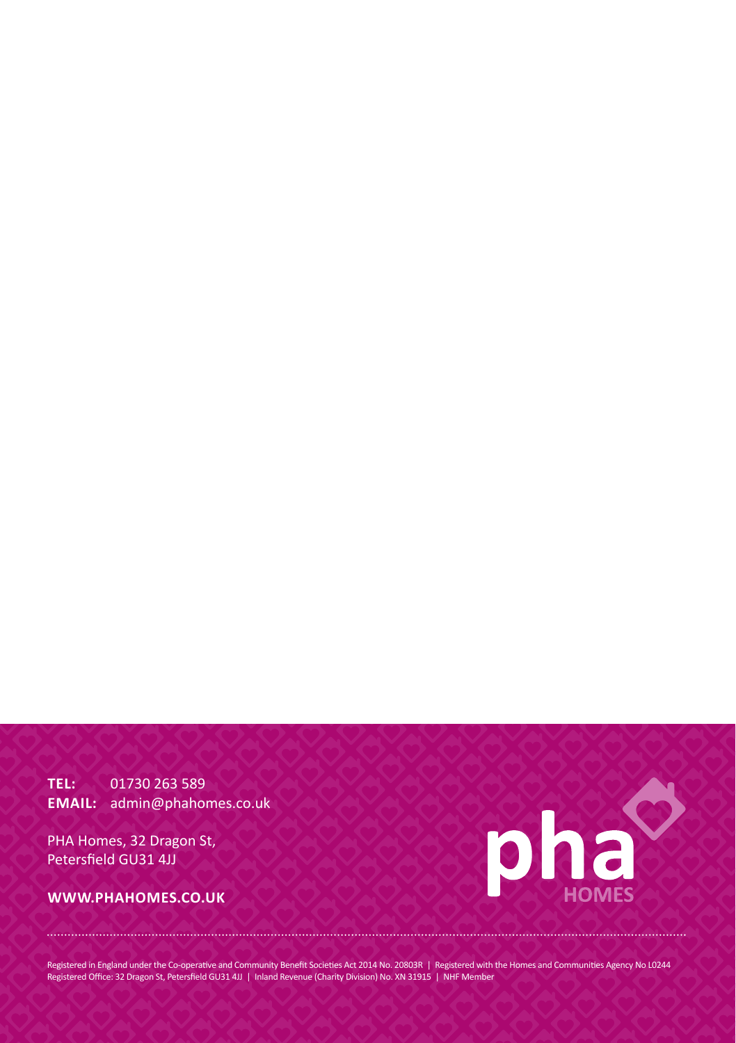**TEL:** 01730 263 589
**EMAIL:** admin@phahomes.co.uk

PHA Homes, 32 Dragon St,
Petersfield GU31 4JJ

**WWW.PHAHOMES.CO.UK**

pha HOMES

Registered in England under the Co-operative and Community Benefit Societies Act 2014 No. 20803R | Registered with the Homes and Communities Agency No L0244
Registered Office: 32 Dragon St, Petersfield GU31 4JJ | Inland Revenue (Charity Division) No. XN 31915 | NHF Member